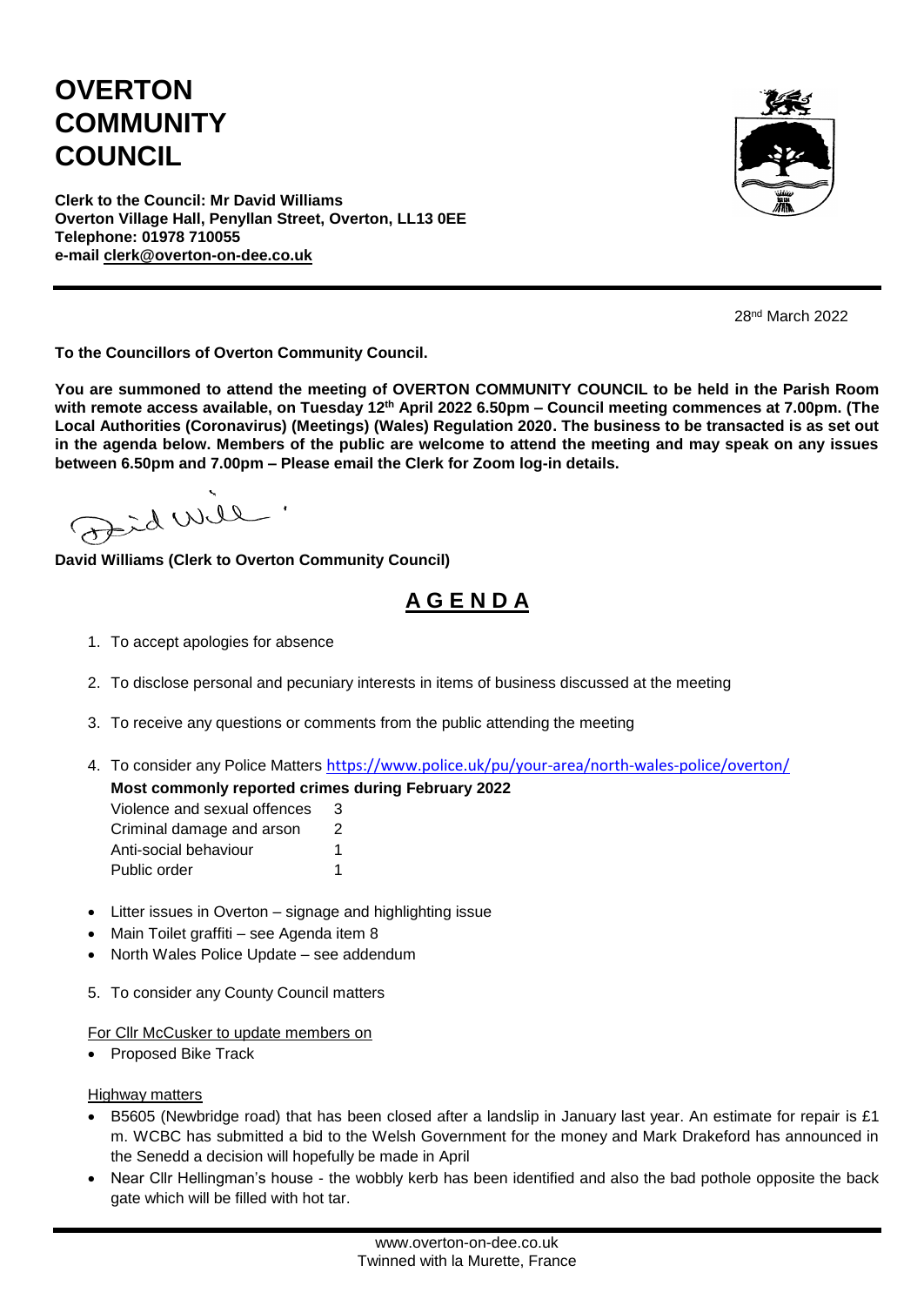# OVERTON COMMUNITY COUNCIL

**Clerk to the Council: Mr David Williams**
**Overton Village Hall, Penyllan Street, Overton, LL13 0EE**
**Telephone: 01978 710055**
**e-mail clerk@overton-on-dee.co.uk**

28nd March 2022

**To the Councillors of Overton Community Council.**

**You are summoned to attend the meeting of OVERTON COMMUNITY COUNCIL to be held in the Parish Room with remote access available, on Tuesday 12th April 2022 6.50pm – Council meeting commences at 7.00pm. (The Local Authorities (Coronavirus) (Meetings) (Wales) Regulation 2020. The business to be transacted is as set out in the agenda below. Members of the public are welcome to attend the meeting and may speak on any issues between 6.50pm and 7.00pm – Please email the Clerk for Zoom log-in details.**

**David Williams (Clerk to Overton Community Council)**

## A G E N D A

1. To accept apologies for absence
2. To disclose personal and pecuniary interests in items of business discussed at the meeting
3. To receive any questions or comments from the public attending the meeting
4. To consider any Police Matters https://www.police.uk/pu/your-area/north-wales-police/overton/

   **Most commonly reported crimes during February 2022**

   | | |
   |---|---|
   | Violence and sexual offences | 3 |
   | Criminal damage and arson | 2 |
   | Anti-social behaviour | 1 |
   | Public order | 1 |

- Litter issues in Overton – signage and highlighting issue
- Main Toilet graffiti – see Agenda item 8
- North Wales Police Update – see addendum

5. To consider any County Council matters

For Cllr McCusker to update members on

- Proposed Bike Track

Highway matters

- B5605 (Newbridge road) that has been closed after a landslip in January last year. An estimate for repair is £1 m. WCBC has submitted a bid to the Welsh Government for the money and Mark Drakeford has announced in the Senedd a decision will hopefully be made in April
- Near Cllr Hellingman's house - the wobbly kerb has been identified and also the bad pothole opposite the back gate which will be filled with hot tar.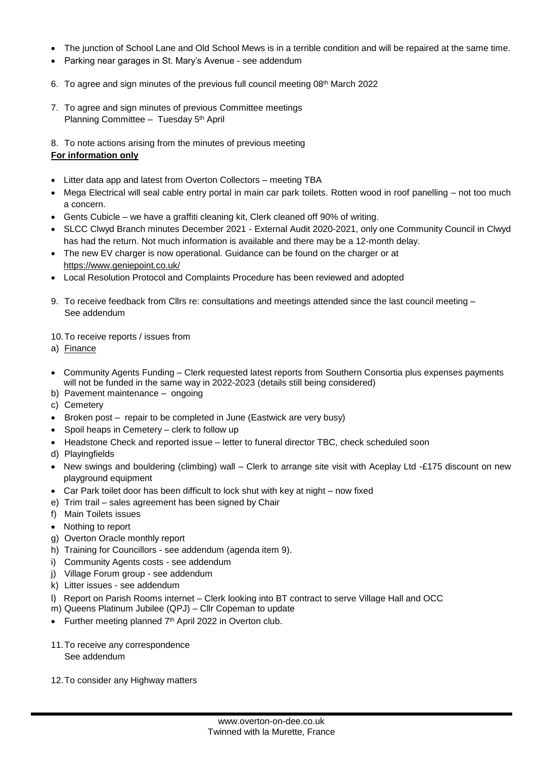- The junction of School Lane and Old School Mews is in a terrible condition and will be repaired at the same time.
- Parking near garages in St. Mary's Avenue - see addendum

6. To agree and sign minutes of the previous full council meeting 08th March 2022

7. To agree and sign minutes of previous Committee meetings
   Planning Committee – Tuesday 5th April

8. To note actions arising from the minutes of previous meeting

**For information only**

- Litter data app and latest from Overton Collectors – meeting TBA
- Mega Electrical will seal cable entry portal in main car park toilets. Rotten wood in roof panelling – not too much a concern.
- Gents Cubicle – we have a graffiti cleaning kit, Clerk cleaned off 90% of writing.
- SLCC Clwyd Branch minutes December 2021 - External Audit 2020-2021, only one Community Council in Clwyd has had the return. Not much information is available and there may be a 12-month delay.
- The new EV charger is now operational. Guidance can be found on the charger or at https://www.geniepoint.co.uk/
- Local Resolution Protocol and Complaints Procedure has been reviewed and adopted

9. To receive feedback from Cllrs re: consultations and meetings attended since the last council meeting – See addendum

10. To receive reports / issues from

a) Finance

- Community Agents Funding – Clerk requested latest reports from Southern Consortia plus expenses payments will not be funded in the same way in 2022-2023 (details still being considered)

b) Pavement maintenance – ongoing

c) Cemetery

- Broken post – repair to be completed in June (Eastwick are very busy)
- Spoil heaps in Cemetery – clerk to follow up
- Headstone Check and reported issue – letter to funeral director TBC, check scheduled soon

d) Playingfields

- New swings and bouldering (climbing) wall – Clerk to arrange site visit with Aceplay Ltd -£175 discount on new playground equipment
- Car Park toilet door has been difficult to lock shut with key at night – now fixed

e) Trim trail – sales agreement has been signed by Chair

f) Main Toilets issues

- Nothing to report

g) Overton Oracle monthly report

h) Training for Councillors - see addendum (agenda item 9).

i) Community Agents costs - see addendum

j) Village Forum group - see addendum

k) Litter issues - see addendum

l) Report on Parish Rooms internet – Clerk looking into BT contract to serve Village Hall and OCC

m) Queens Platinum Jubilee (QPJ) – Cllr Copeman to update

- Further meeting planned 7th April 2022 in Overton club.

11. To receive any correspondence
    See addendum

12. To consider any Highway matters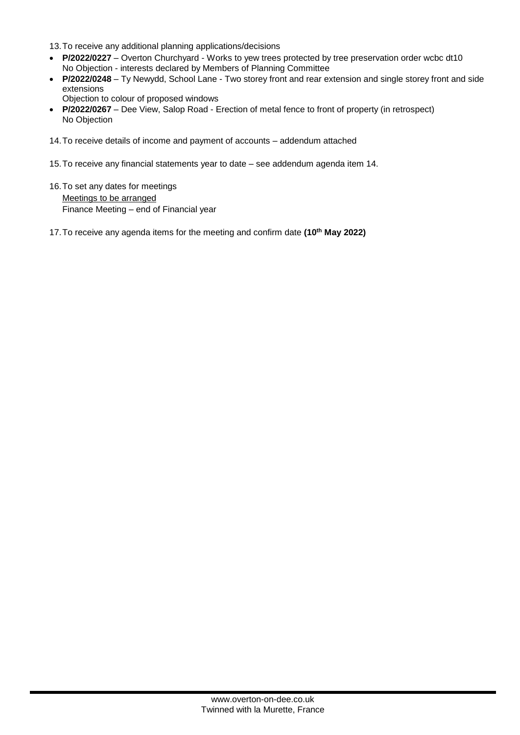13. To receive any additional planning applications/decisions

- **P/2022/0227** – Overton Churchyard - Works to yew trees protected by tree preservation order wcbc dt10
  No Objection - interests declared by Members of Planning Committee
- **P/2022/0248** – Ty Newydd, School Lane - Two storey front and rear extension and single storey front and side extensions
  Objection to colour of proposed windows
- **P/2022/0267** – Dee View, Salop Road - Erection of metal fence to front of property (in retrospect)
  No Objection

14. To receive details of income and payment of accounts – addendum attached

15. To receive any financial statements year to date – see addendum agenda item 14.

16. To set any dates for meetings
    <u>Meetings to be arranged</u>
    Finance Meeting – end of Financial year

17. To receive any agenda items for the meeting and confirm date **(10th May 2022)**